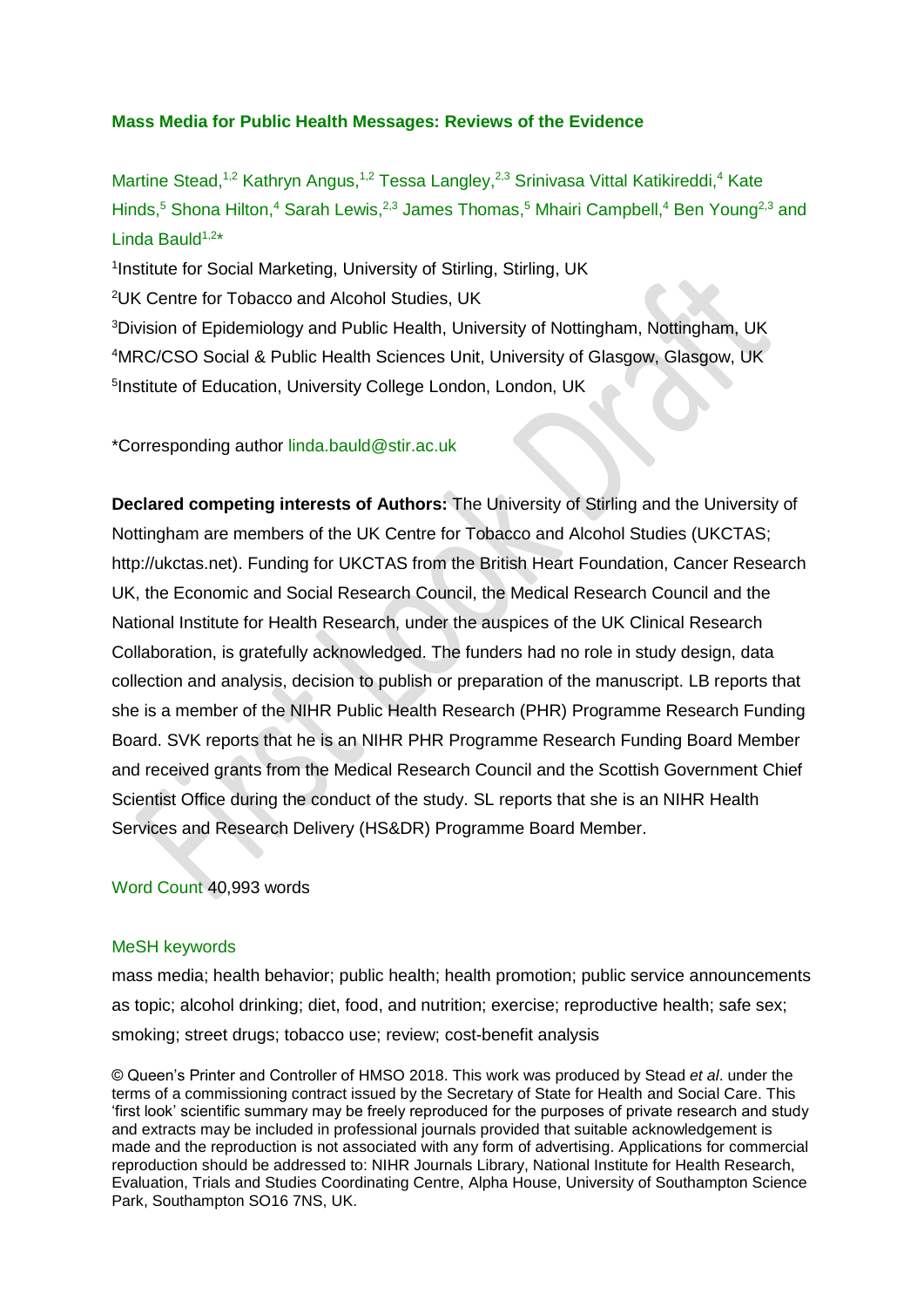# Mass Media for Public Health Messages: Reviews of the Evidence

Martine Stead,[1,2] Kathryn Angus,[1,2] Tessa Langley,[2,3] Srinivasa Vittal Katikireddi,[4] Kate Hinds,[5] Shona Hilton,[4] Sarah Lewis,[2,3] James Thomas,[5] Mhairi Campbell,[4] Ben Young[2,3] and Linda Bauld[1,2]*

[1]Institute for Social Marketing, University of Stirling, Stirling, UK

[2]UK Centre for Tobacco and Alcohol Studies, UK

[3]Division of Epidemiology and Public Health, University of Nottingham, Nottingham, UK

[4]MRC/CSO Social & Public Health Sciences Unit, University of Glasgow, Glasgow, UK

[5]Institute of Education, University College London, London, UK

*Corresponding author linda.bauld@stir.ac.uk

**Declared competing interests of Authors:** The University of Stirling and the University of Nottingham are members of the UK Centre for Tobacco and Alcohol Studies (UKCTAS; http://ukctas.net). Funding for UKCTAS from the British Heart Foundation, Cancer Research UK, the Economic and Social Research Council, the Medical Research Council and the National Institute for Health Research, under the auspices of the UK Clinical Research Collaboration, is gratefully acknowledged. The funders had no role in study design, data collection and analysis, decision to publish or preparation of the manuscript. LB reports that she is a member of the NIHR Public Health Research (PHR) Programme Research Funding Board. SVK reports that he is an NIHR PHR Programme Research Funding Board Member and received grants from the Medical Research Council and the Scottish Government Chief Scientist Office during the conduct of the study. SL reports that she is an NIHR Health Services and Research Delivery (HS&DR) Programme Board Member.

Word Count 40,993 words

MeSH keywords

mass media; health behavior; public health; health promotion; public service announcements as topic; alcohol drinking; diet, food, and nutrition; exercise; reproductive health; safe sex; smoking; street drugs; tobacco use; review; cost-benefit analysis

© Queen's Printer and Controller of HMSO 2018. This work was produced by Stead *et al*. under the terms of a commissioning contract issued by the Secretary of State for Health and Social Care. This 'first look' scientific summary may be freely reproduced for the purposes of private research and study and extracts may be included in professional journals provided that suitable acknowledgement is made and the reproduction is not associated with any form of advertising. Applications for commercial reproduction should be addressed to: NIHR Journals Library, National Institute for Health Research, Evaluation, Trials and Studies Coordinating Centre, Alpha House, University of Southampton Science Park, Southampton SO16 7NS, UK.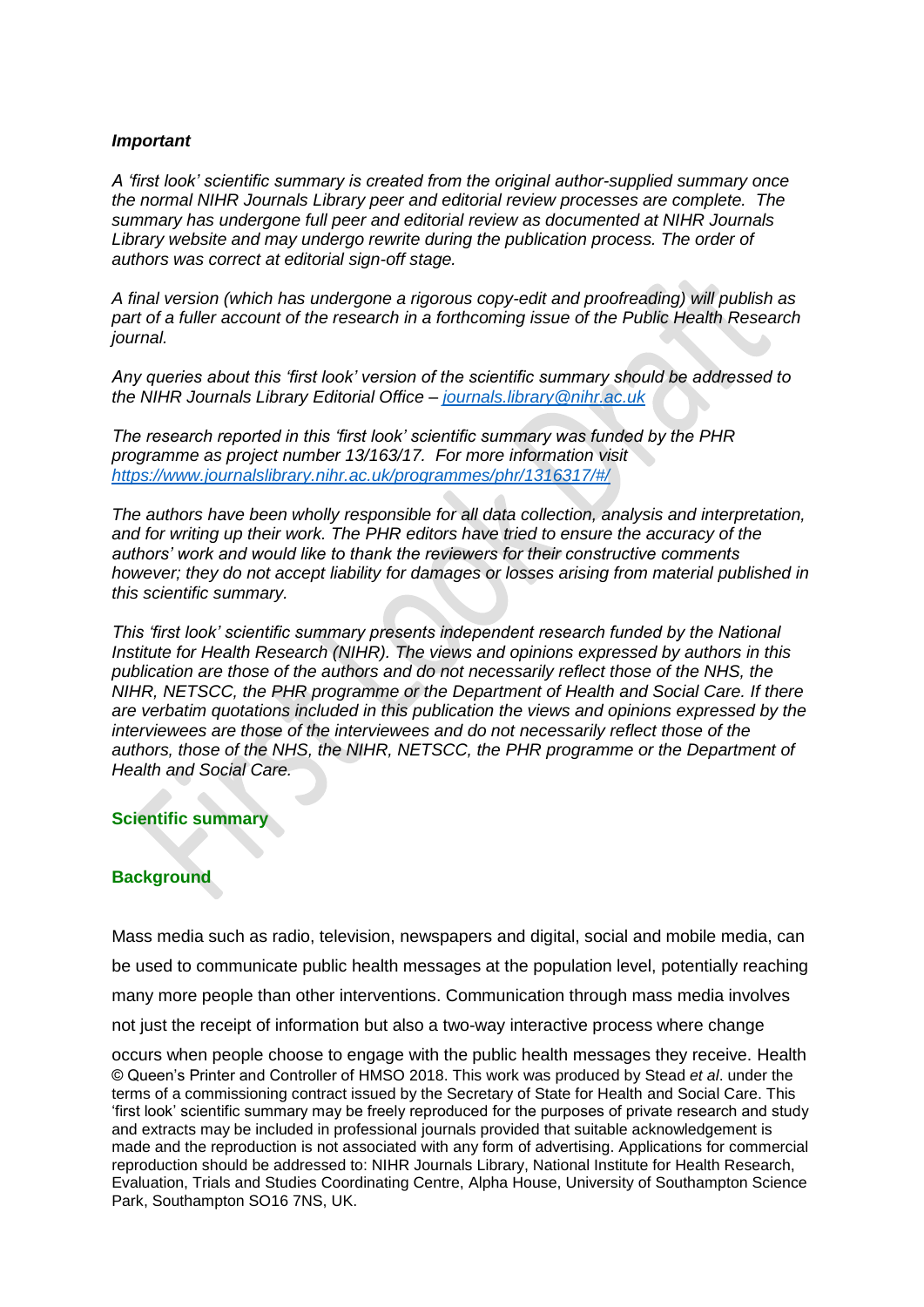***Important***

*A 'first look' scientific summary is created from the original author-supplied summary once the normal NIHR Journals Library peer and editorial review processes are complete. The summary has undergone full peer and editorial review as documented at NIHR Journals Library website and may undergo rewrite during the publication process. The order of authors was correct at editorial sign-off stage.*

*A final version (which has undergone a rigorous copy-edit and proofreading) will publish as part of a fuller account of the research in a forthcoming issue of the Public Health Research journal.*

*Any queries about this 'first look' version of the scientific summary should be addressed to the NIHR Journals Library Editorial Office – [journals.library@nihr.ac.uk](mailto:journals.library@nihr.ac.uk)*

*The research reported in this 'first look' scientific summary was funded by the PHR programme as project number 13/163/17. For more information visit [https://www.journalslibrary.nihr.ac.uk/programmes/phr/1316317/#/](https://www.journalslibrary.nihr.ac.uk/programmes/phr/1316317/#/)*

*The authors have been wholly responsible for all data collection, analysis and interpretation, and for writing up their work. The PHR editors have tried to ensure the accuracy of the authors' work and would like to thank the reviewers for their constructive comments however; they do not accept liability for damages or losses arising from material published in this scientific summary.*

*This 'first look' scientific summary presents independent research funded by the National Institute for Health Research (NIHR). The views and opinions expressed by authors in this publication are those of the authors and do not necessarily reflect those of the NHS, the NIHR, NETSCC, the PHR programme or the Department of Health and Social Care. If there are verbatim quotations included in this publication the views and opinions expressed by the interviewees are those of the interviewees and do not necessarily reflect those of the authors, those of the NHS, the NIHR, NETSCC, the PHR programme or the Department of Health and Social Care.*

## Scientific summary

### Background

Mass media such as radio, television, newspapers and digital, social and mobile media, can be used to communicate public health messages at the population level, potentially reaching many more people than other interventions. Communication through mass media involves not just the receipt of information but also a two-way interactive process where change occurs when people choose to engage with the public health messages they receive. Health

© Queen's Printer and Controller of HMSO 2018. This work was produced by Stead *et al*. under the terms of a commissioning contract issued by the Secretary of State for Health and Social Care. This 'first look' scientific summary may be freely reproduced for the purposes of private research and study and extracts may be included in professional journals provided that suitable acknowledgement is made and the reproduction is not associated with any form of advertising. Applications for commercial reproduction should be addressed to: NIHR Journals Library, National Institute for Health Research, Evaluation, Trials and Studies Coordinating Centre, Alpha House, University of Southampton Science Park, Southampton SO16 7NS, UK.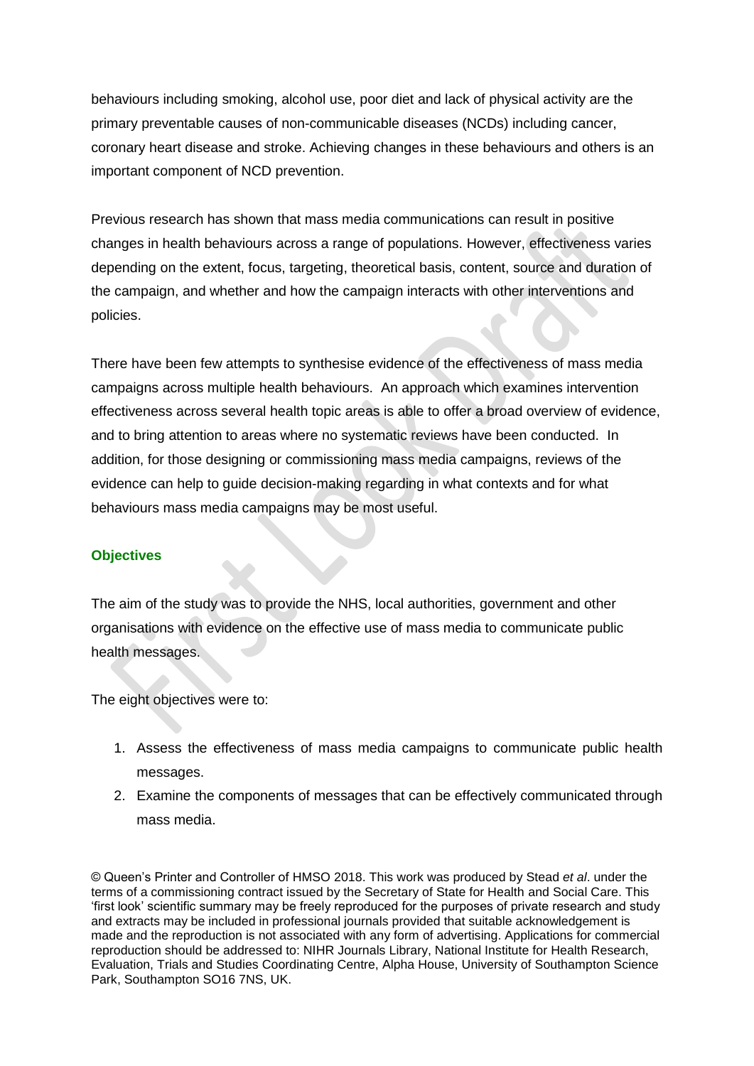behaviours including smoking, alcohol use, poor diet and lack of physical activity are the primary preventable causes of non-communicable diseases (NCDs) including cancer, coronary heart disease and stroke. Achieving changes in these behaviours and others is an important component of NCD prevention.

Previous research has shown that mass media communications can result in positive changes in health behaviours across a range of populations. However, effectiveness varies depending on the extent, focus, targeting, theoretical basis, content, source and duration of the campaign, and whether and how the campaign interacts with other interventions and policies.

There have been few attempts to synthesise evidence of the effectiveness of mass media campaigns across multiple health behaviours. An approach which examines intervention effectiveness across several health topic areas is able to offer a broad overview of evidence, and to bring attention to areas where no systematic reviews have been conducted. In addition, for those designing or commissioning mass media campaigns, reviews of the evidence can help to guide decision-making regarding in what contexts and for what behaviours mass media campaigns may be most useful.

### Objectives

The aim of the study was to provide the NHS, local authorities, government and other organisations with evidence on the effective use of mass media to communicate public health messages.

The eight objectives were to:

1. Assess the effectiveness of mass media campaigns to communicate public health messages.
2. Examine the components of messages that can be effectively communicated through mass media.

© Queen's Printer and Controller of HMSO 2018. This work was produced by Stead *et al*. under the terms of a commissioning contract issued by the Secretary of State for Health and Social Care. This 'first look' scientific summary may be freely reproduced for the purposes of private research and study and extracts may be included in professional journals provided that suitable acknowledgement is made and the reproduction is not associated with any form of advertising. Applications for commercial reproduction should be addressed to: NIHR Journals Library, National Institute for Health Research, Evaluation, Trials and Studies Coordinating Centre, Alpha House, University of Southampton Science Park, Southampton SO16 7NS, UK.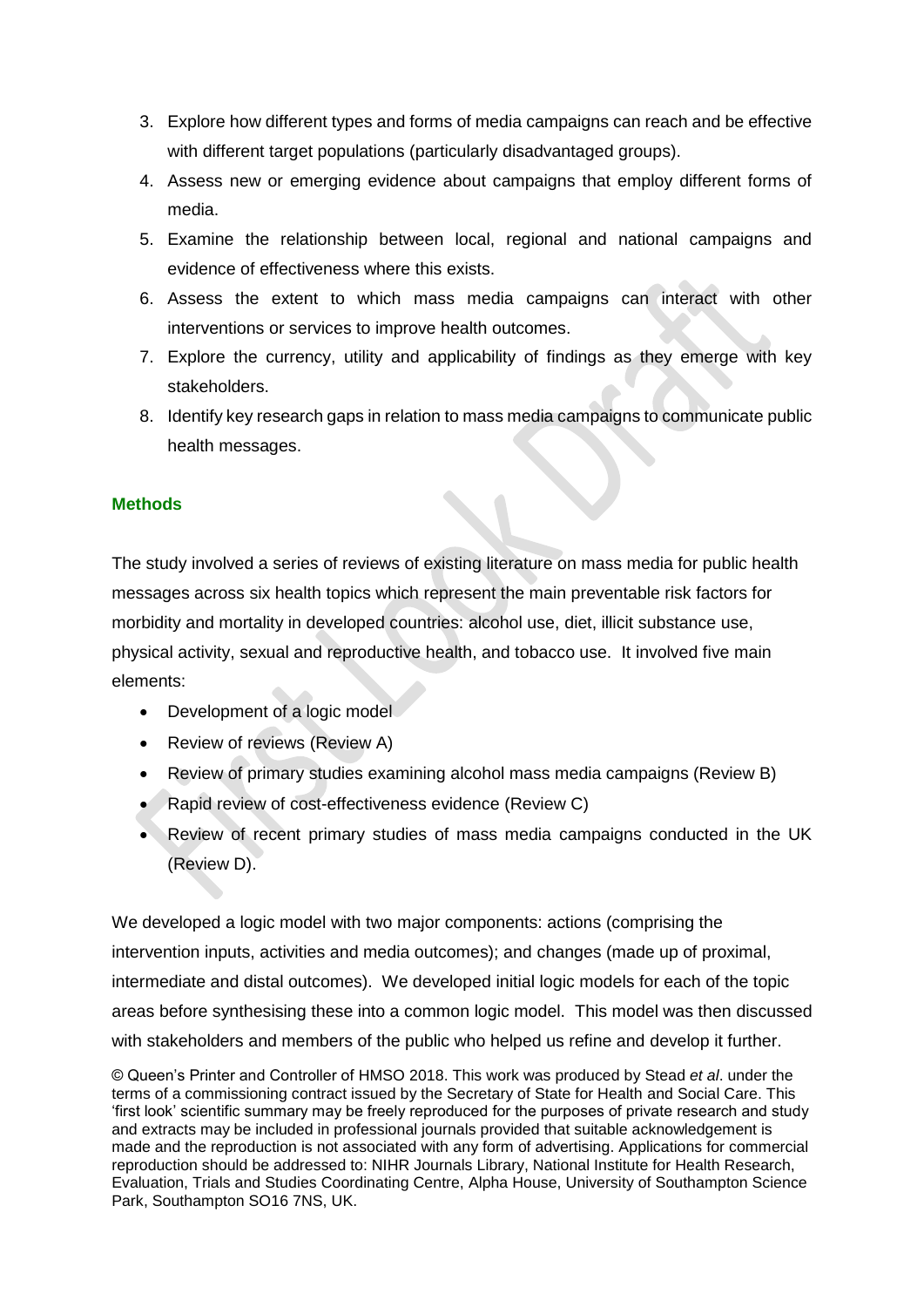3. Explore how different types and forms of media campaigns can reach and be effective with different target populations (particularly disadvantaged groups).
4. Assess new or emerging evidence about campaigns that employ different forms of media.
5. Examine the relationship between local, regional and national campaigns and evidence of effectiveness where this exists.
6. Assess the extent to which mass media campaigns can interact with other interventions or services to improve health outcomes.
7. Explore the currency, utility and applicability of findings as they emerge with key stakeholders.
8. Identify key research gaps in relation to mass media campaigns to communicate public health messages.

## Methods

The study involved a series of reviews of existing literature on mass media for public health messages across six health topics which represent the main preventable risk factors for morbidity and mortality in developed countries: alcohol use, diet, illicit substance use, physical activity, sexual and reproductive health, and tobacco use. It involved five main elements:

- Development of a logic model
- Review of reviews (Review A)
- Review of primary studies examining alcohol mass media campaigns (Review B)
- Rapid review of cost-effectiveness evidence (Review C)
- Review of recent primary studies of mass media campaigns conducted in the UK (Review D).

We developed a logic model with two major components: actions (comprising the intervention inputs, activities and media outcomes); and changes (made up of proximal, intermediate and distal outcomes). We developed initial logic models for each of the topic areas before synthesising these into a common logic model. This model was then discussed with stakeholders and members of the public who helped us refine and develop it further.

© Queen's Printer and Controller of HMSO 2018. This work was produced by Stead *et al*. under the terms of a commissioning contract issued by the Secretary of State for Health and Social Care. This 'first look' scientific summary may be freely reproduced for the purposes of private research and study and extracts may be included in professional journals provided that suitable acknowledgement is made and the reproduction is not associated with any form of advertising. Applications for commercial reproduction should be addressed to: NIHR Journals Library, National Institute for Health Research, Evaluation, Trials and Studies Coordinating Centre, Alpha House, University of Southampton Science Park, Southampton SO16 7NS, UK.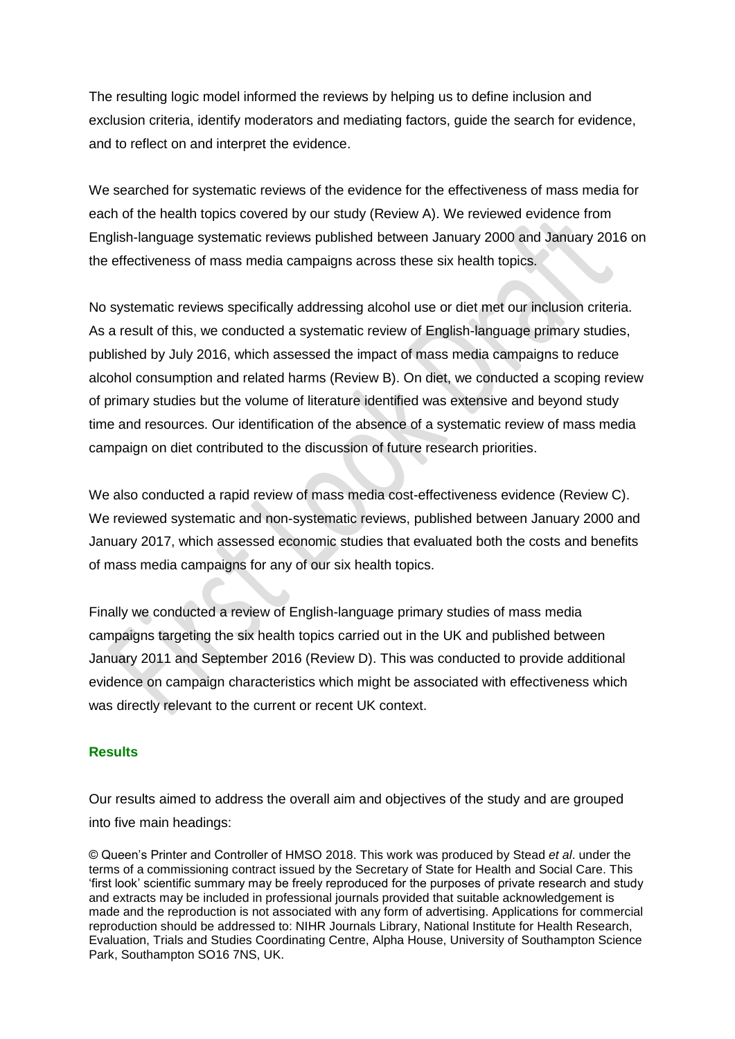The resulting logic model informed the reviews by helping us to define inclusion and exclusion criteria, identify moderators and mediating factors, guide the search for evidence, and to reflect on and interpret the evidence.

We searched for systematic reviews of the evidence for the effectiveness of mass media for each of the health topics covered by our study (Review A). We reviewed evidence from English-language systematic reviews published between January 2000 and January 2016 on the effectiveness of mass media campaigns across these six health topics.

No systematic reviews specifically addressing alcohol use or diet met our inclusion criteria. As a result of this, we conducted a systematic review of English-language primary studies, published by July 2016, which assessed the impact of mass media campaigns to reduce alcohol consumption and related harms (Review B). On diet, we conducted a scoping review of primary studies but the volume of literature identified was extensive and beyond study time and resources. Our identification of the absence of a systematic review of mass media campaign on diet contributed to the discussion of future research priorities.

We also conducted a rapid review of mass media cost-effectiveness evidence (Review C). We reviewed systematic and non-systematic reviews, published between January 2000 and January 2017, which assessed economic studies that evaluated both the costs and benefits of mass media campaigns for any of our six health topics.

Finally we conducted a review of English-language primary studies of mass media campaigns targeting the six health topics carried out in the UK and published between January 2011 and September 2016 (Review D). This was conducted to provide additional evidence on campaign characteristics which might be associated with effectiveness which was directly relevant to the current or recent UK context.

## Results

Our results aimed to address the overall aim and objectives of the study and are grouped into five main headings:

© Queen's Printer and Controller of HMSO 2018. This work was produced by Stead *et al*. under the terms of a commissioning contract issued by the Secretary of State for Health and Social Care. This 'first look' scientific summary may be freely reproduced for the purposes of private research and study and extracts may be included in professional journals provided that suitable acknowledgement is made and the reproduction is not associated with any form of advertising. Applications for commercial reproduction should be addressed to: NIHR Journals Library, National Institute for Health Research, Evaluation, Trials and Studies Coordinating Centre, Alpha House, University of Southampton Science Park, Southampton SO16 7NS, UK.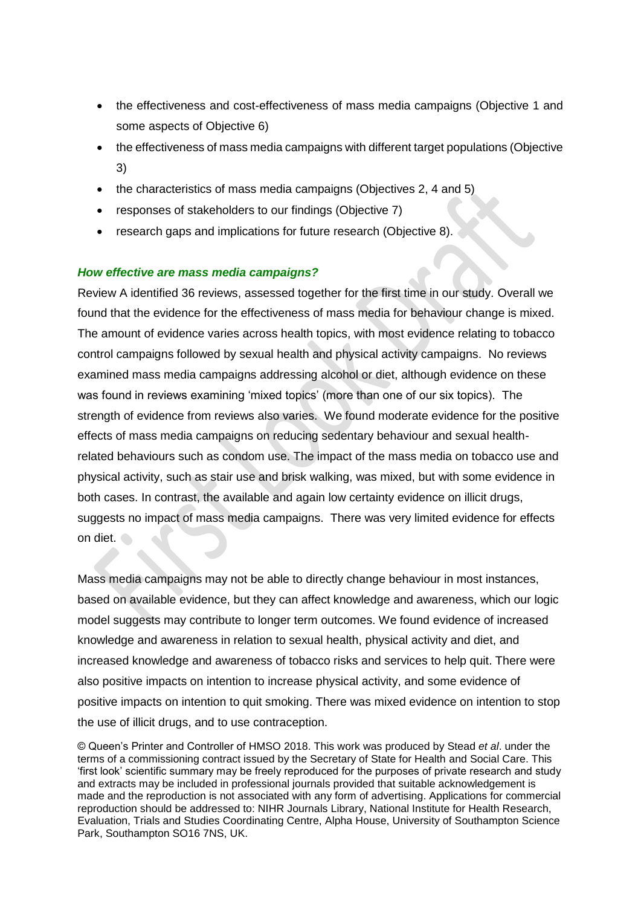- the effectiveness and cost-effectiveness of mass media campaigns (Objective 1 and some aspects of Objective 6)
- the effectiveness of mass media campaigns with different target populations (Objective 3)
- the characteristics of mass media campaigns (Objectives 2, 4 and 5)
- responses of stakeholders to our findings (Objective 7)
- research gaps and implications for future research (Objective 8).

### *How effective are mass media campaigns?*

Review A identified 36 reviews, assessed together for the first time in our study. Overall we found that the evidence for the effectiveness of mass media for behaviour change is mixed. The amount of evidence varies across health topics, with most evidence relating to tobacco control campaigns followed by sexual health and physical activity campaigns. No reviews examined mass media campaigns addressing alcohol or diet, although evidence on these was found in reviews examining 'mixed topics' (more than one of our six topics). The strength of evidence from reviews also varies. We found moderate evidence for the positive effects of mass media campaigns on reducing sedentary behaviour and sexual health-related behaviours such as condom use. The impact of the mass media on tobacco use and physical activity, such as stair use and brisk walking, was mixed, but with some evidence in both cases. In contrast, the available and again low certainty evidence on illicit drugs, suggests no impact of mass media campaigns. There was very limited evidence for effects on diet.

Mass media campaigns may not be able to directly change behaviour in most instances, based on available evidence, but they can affect knowledge and awareness, which our logic model suggests may contribute to longer term outcomes. We found evidence of increased knowledge and awareness in relation to sexual health, physical activity and diet, and increased knowledge and awareness of tobacco risks and services to help quit. There were also positive impacts on intention to increase physical activity, and some evidence of positive impacts on intention to quit smoking. There was mixed evidence on intention to stop the use of illicit drugs, and to use contraception.

© Queen's Printer and Controller of HMSO 2018. This work was produced by Stead *et al*. under the terms of a commissioning contract issued by the Secretary of State for Health and Social Care. This 'first look' scientific summary may be freely reproduced for the purposes of private research and study and extracts may be included in professional journals provided that suitable acknowledgement is made and the reproduction is not associated with any form of advertising. Applications for commercial reproduction should be addressed to: NIHR Journals Library, National Institute for Health Research, Evaluation, Trials and Studies Coordinating Centre, Alpha House, University of Southampton Science Park, Southampton SO16 7NS, UK.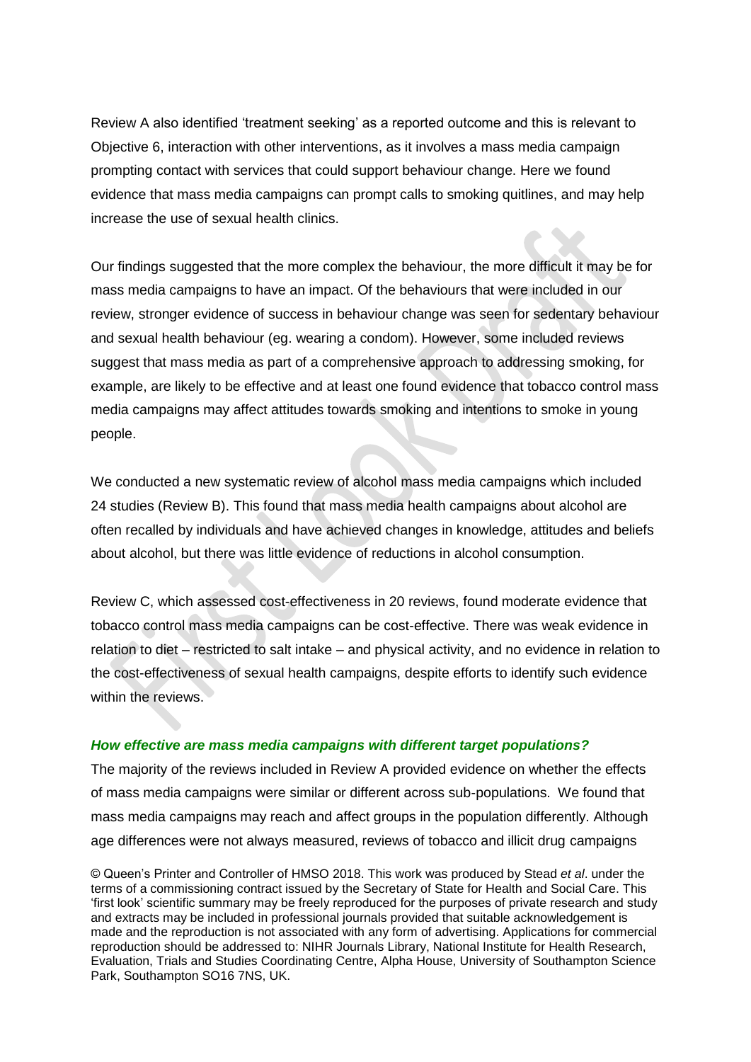Review A also identified 'treatment seeking' as a reported outcome and this is relevant to Objective 6, interaction with other interventions, as it involves a mass media campaign prompting contact with services that could support behaviour change. Here we found evidence that mass media campaigns can prompt calls to smoking quitlines, and may help increase the use of sexual health clinics.

Our findings suggested that the more complex the behaviour, the more difficult it may be for mass media campaigns to have an impact. Of the behaviours that were included in our review, stronger evidence of success in behaviour change was seen for sedentary behaviour and sexual health behaviour (eg. wearing a condom). However, some included reviews suggest that mass media as part of a comprehensive approach to addressing smoking, for example, are likely to be effective and at least one found evidence that tobacco control mass media campaigns may affect attitudes towards smoking and intentions to smoke in young people.

We conducted a new systematic review of alcohol mass media campaigns which included 24 studies (Review B). This found that mass media health campaigns about alcohol are often recalled by individuals and have achieved changes in knowledge, attitudes and beliefs about alcohol, but there was little evidence of reductions in alcohol consumption.

Review C, which assessed cost-effectiveness in 20 reviews, found moderate evidence that tobacco control mass media campaigns can be cost-effective. There was weak evidence in relation to diet – restricted to salt intake – and physical activity, and no evidence in relation to the cost-effectiveness of sexual health campaigns, despite efforts to identify such evidence within the reviews.

### *How effective are mass media campaigns with different target populations?*

The majority of the reviews included in Review A provided evidence on whether the effects of mass media campaigns were similar or different across sub-populations. We found that mass media campaigns may reach and affect groups in the population differently. Although age differences were not always measured, reviews of tobacco and illicit drug campaigns

© Queen's Printer and Controller of HMSO 2018. This work was produced by Stead *et al*. under the terms of a commissioning contract issued by the Secretary of State for Health and Social Care. This 'first look' scientific summary may be freely reproduced for the purposes of private research and study and extracts may be included in professional journals provided that suitable acknowledgement is made and the reproduction is not associated with any form of advertising. Applications for commercial reproduction should be addressed to: NIHR Journals Library, National Institute for Health Research, Evaluation, Trials and Studies Coordinating Centre, Alpha House, University of Southampton Science Park, Southampton SO16 7NS, UK.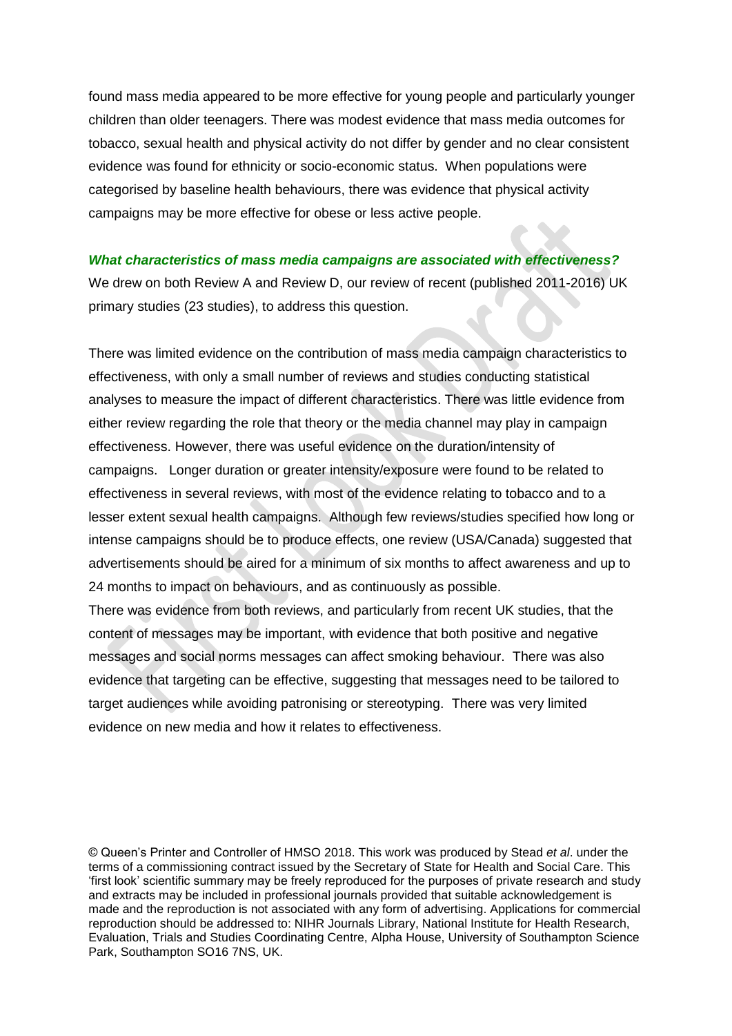found mass media appeared to be more effective for young people and particularly younger children than older teenagers. There was modest evidence that mass media outcomes for tobacco, sexual health and physical activity do not differ by gender and no clear consistent evidence was found for ethnicity or socio-economic status. When populations were categorised by baseline health behaviours, there was evidence that physical activity campaigns may be more effective for obese or less active people.

***What characteristics of mass media campaigns are associated with effectiveness?***

We drew on both Review A and Review D, our review of recent (published 2011-2016) UK primary studies (23 studies), to address this question.

There was limited evidence on the contribution of mass media campaign characteristics to effectiveness, with only a small number of reviews and studies conducting statistical analyses to measure the impact of different characteristics. There was little evidence from either review regarding the role that theory or the media channel may play in campaign effectiveness. However, there was useful evidence on the duration/intensity of campaigns. Longer duration or greater intensity/exposure were found to be related to effectiveness in several reviews, with most of the evidence relating to tobacco and to a lesser extent sexual health campaigns. Although few reviews/studies specified how long or intense campaigns should be to produce effects, one review (USA/Canada) suggested that advertisements should be aired for a minimum of six months to affect awareness and up to 24 months to impact on behaviours, and as continuously as possible.

There was evidence from both reviews, and particularly from recent UK studies, that the content of messages may be important, with evidence that both positive and negative messages and social norms messages can affect smoking behaviour. There was also evidence that targeting can be effective, suggesting that messages need to be tailored to target audiences while avoiding patronising or stereotyping. There was very limited evidence on new media and how it relates to effectiveness.

© Queen's Printer and Controller of HMSO 2018. This work was produced by Stead *et al*. under the terms of a commissioning contract issued by the Secretary of State for Health and Social Care. This 'first look' scientific summary may be freely reproduced for the purposes of private research and study and extracts may be included in professional journals provided that suitable acknowledgement is made and the reproduction is not associated with any form of advertising. Applications for commercial reproduction should be addressed to: NIHR Journals Library, National Institute for Health Research, Evaluation, Trials and Studies Coordinating Centre, Alpha House, University of Southampton Science Park, Southampton SO16 7NS, UK.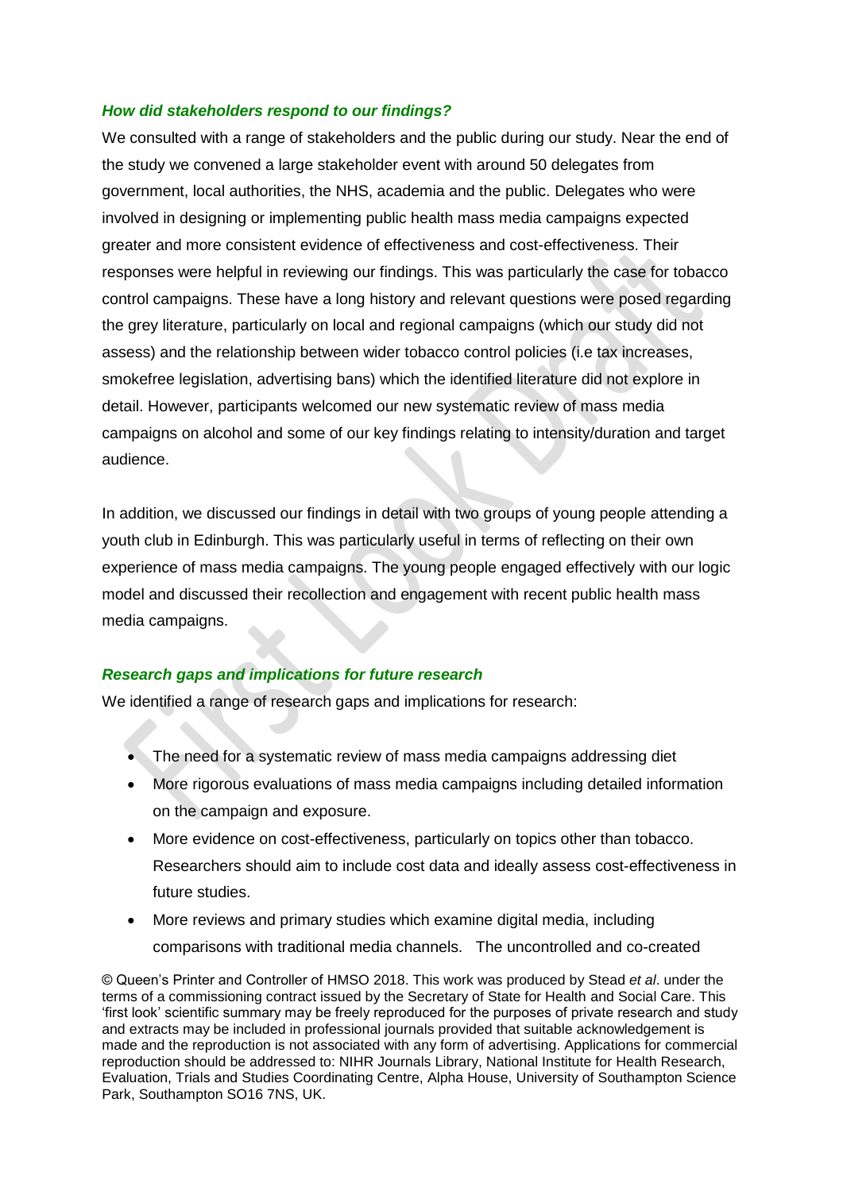### *How did stakeholders respond to our findings?*

We consulted with a range of stakeholders and the public during our study. Near the end of the study we convened a large stakeholder event with around 50 delegates from government, local authorities, the NHS, academia and the public. Delegates who were involved in designing or implementing public health mass media campaigns expected greater and more consistent evidence of effectiveness and cost-effectiveness. Their responses were helpful in reviewing our findings. This was particularly the case for tobacco control campaigns. These have a long history and relevant questions were posed regarding the grey literature, particularly on local and regional campaigns (which our study did not assess) and the relationship between wider tobacco control policies (i.e tax increases, smokefree legislation, advertising bans) which the identified literature did not explore in detail. However, participants welcomed our new systematic review of mass media campaigns on alcohol and some of our key findings relating to intensity/duration and target audience.

In addition, we discussed our findings in detail with two groups of young people attending a youth club in Edinburgh. This was particularly useful in terms of reflecting on their own experience of mass media campaigns. The young people engaged effectively with our logic model and discussed their recollection and engagement with recent public health mass media campaigns.

### *Research gaps and implications for future research*

We identified a range of research gaps and implications for research:

- The need for a systematic review of mass media campaigns addressing diet
- More rigorous evaluations of mass media campaigns including detailed information on the campaign and exposure.
- More evidence on cost-effectiveness, particularly on topics other than tobacco. Researchers should aim to include cost data and ideally assess cost-effectiveness in future studies.
- More reviews and primary studies which examine digital media, including comparisons with traditional media channels. The uncontrolled and co-created

© Queen's Printer and Controller of HMSO 2018. This work was produced by Stead *et al*. under the terms of a commissioning contract issued by the Secretary of State for Health and Social Care. This 'first look' scientific summary may be freely reproduced for the purposes of private research and study and extracts may be included in professional journals provided that suitable acknowledgement is made and the reproduction is not associated with any form of advertising. Applications for commercial reproduction should be addressed to: NIHR Journals Library, National Institute for Health Research, Evaluation, Trials and Studies Coordinating Centre, Alpha House, University of Southampton Science Park, Southampton SO16 7NS, UK.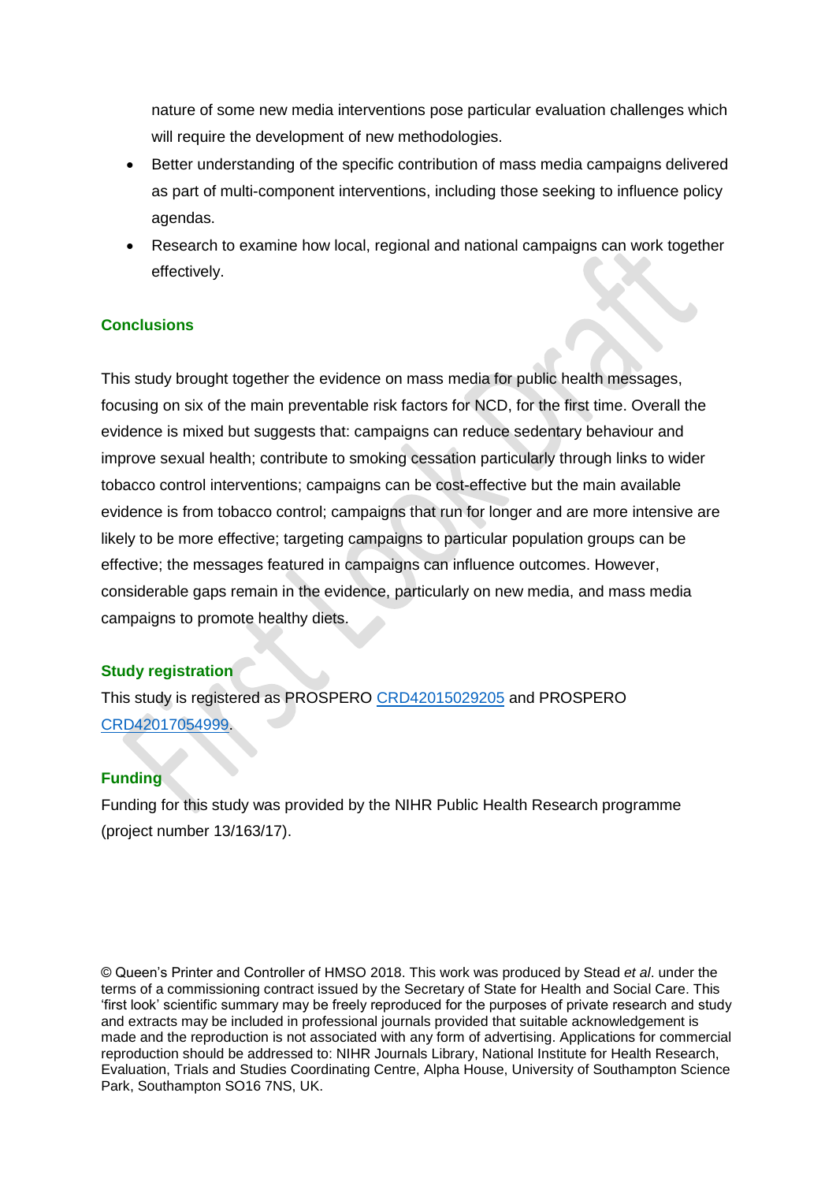nature of some new media interventions pose particular evaluation challenges which will require the development of new methodologies.

- Better understanding of the specific contribution of mass media campaigns delivered as part of multi-component interventions, including those seeking to influence policy agendas.
- Research to examine how local, regional and national campaigns can work together effectively.

### Conclusions

This study brought together the evidence on mass media for public health messages, focusing on six of the main preventable risk factors for NCD, for the first time. Overall the evidence is mixed but suggests that: campaigns can reduce sedentary behaviour and improve sexual health; contribute to smoking cessation particularly through links to wider tobacco control interventions; campaigns can be cost-effective but the main available evidence is from tobacco control; campaigns that run for longer and are more intensive are likely to be more effective; targeting campaigns to particular population groups can be effective; the messages featured in campaigns can influence outcomes. However, considerable gaps remain in the evidence, particularly on new media, and mass media campaigns to promote healthy diets.

### Study registration

This study is registered as PROSPERO CRD42015029205 and PROSPERO CRD42017054999.

### Funding

Funding for this study was provided by the NIHR Public Health Research programme (project number 13/163/17).

© Queen's Printer and Controller of HMSO 2018. This work was produced by Stead *et al*. under the terms of a commissioning contract issued by the Secretary of State for Health and Social Care. This 'first look' scientific summary may be freely reproduced for the purposes of private research and study and extracts may be included in professional journals provided that suitable acknowledgement is made and the reproduction is not associated with any form of advertising. Applications for commercial reproduction should be addressed to: NIHR Journals Library, National Institute for Health Research, Evaluation, Trials and Studies Coordinating Centre, Alpha House, University of Southampton Science Park, Southampton SO16 7NS, UK.